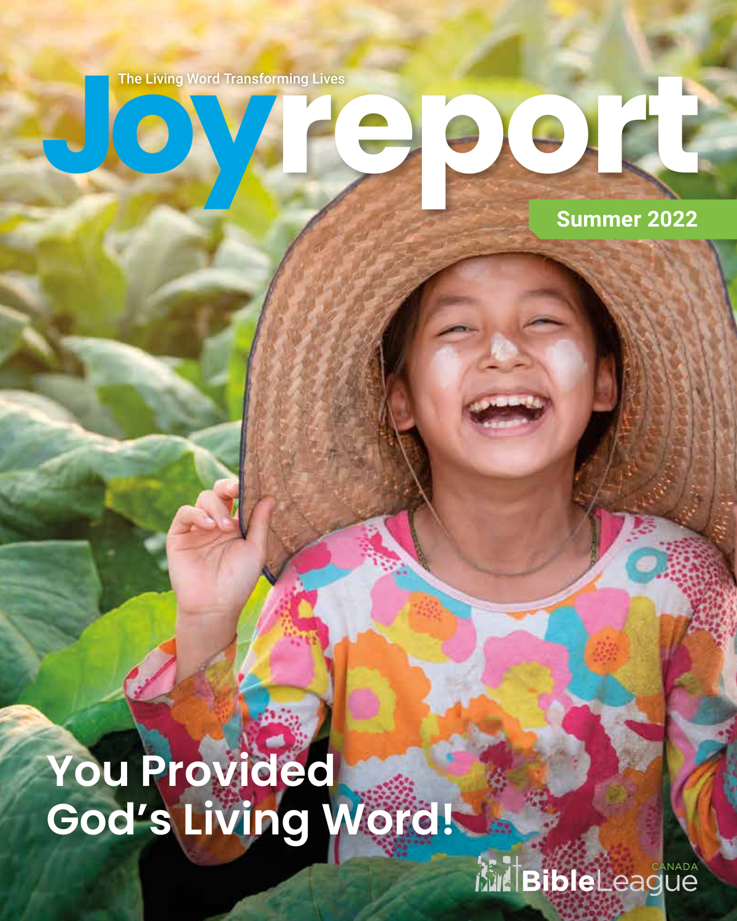The Living Word Transforming Lives

# Joyreport

Summer 2022

## You Provided God's Living Word!

CANADA BibleLeague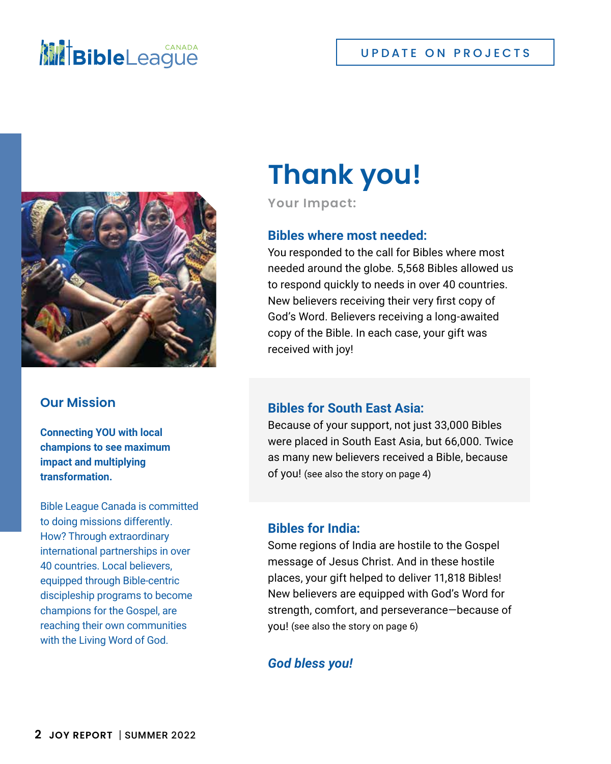UPDATE ON PROJECTS

## Our Mission

**Connecting YOU with local champions to see maximum impact and multiplying transformation.**

Bible League Canada is committed to doing missions differently. How? Through extraordinary international partnerships in over 40 countries. Local believers, equipped through Bible-centric discipleship programs to become champions for the Gospel, are reaching their own communities with the Living Word of God.

# Thank you!

**Your Impact:**

### Bibles where most needed:

You responded to the call for Bibles where most needed around the globe. 5,568 Bibles allowed us to respond quickly to needs in over 40 countries. New believers receiving their very first copy of God's Word. Believers receiving a long-awaited copy of the Bible. In each case, your gift was received with joy!

### Bibles for South East Asia:

Because of your support, not just 33,000 Bibles were placed in South East Asia, but 66,000. Twice as many new believers received a Bible, because of you! (see also the story on page 4)

### Bibles for India:

Some regions of India are hostile to the Gospel message of Jesus Christ. And in these hostile places, your gift helped to deliver 11,818 Bibles! New believers are equipped with God's Word for strength, comfort, and perseverance—because of you! (see also the story on page 6)

***God bless you!***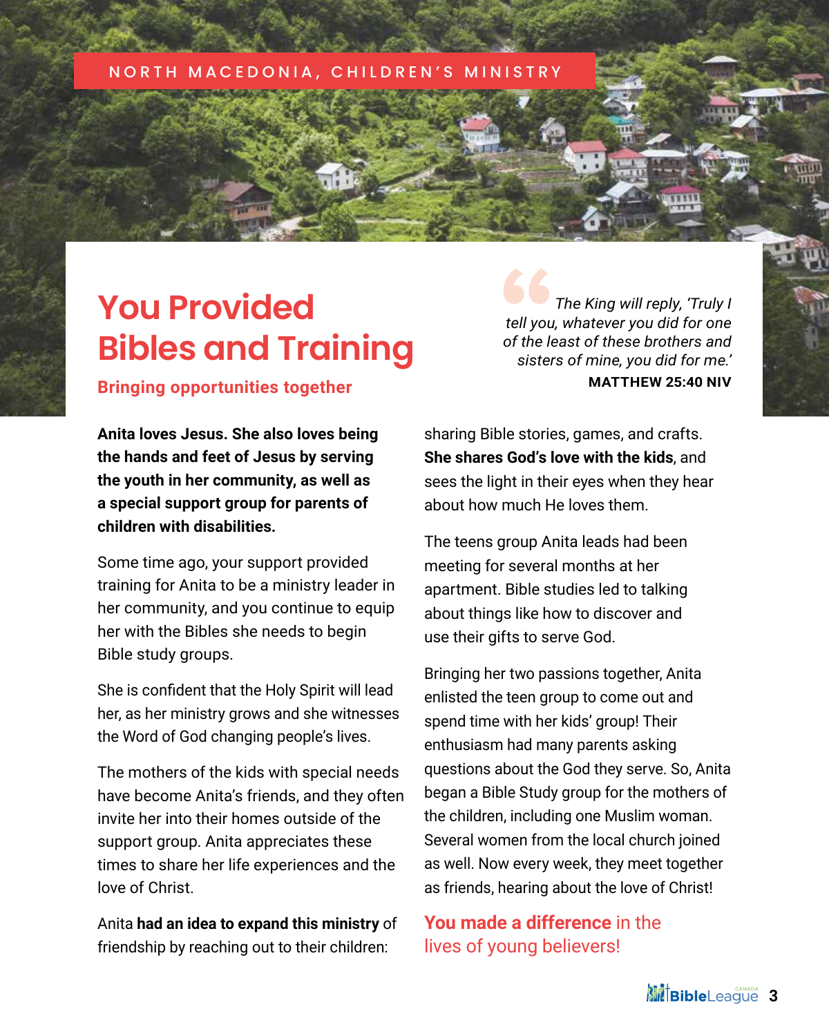NORTH MACEDONIA, CHILDREN'S MINISTRY

# You Provided Bibles and Training

**Bringing opportunities together**

> *The King will reply, 'Truly I tell you, whatever you did for one of the least of these brothers and sisters of mine, you did for me.'*
>
> **MATTHEW 25:40 NIV**

**Anita loves Jesus. She also loves being the hands and feet of Jesus by serving the youth in her community, as well as a special support group for parents of children with disabilities.**

Some time ago, your support provided training for Anita to be a ministry leader in her community, and you continue to equip her with the Bibles she needs to begin Bible study groups.

She is confident that the Holy Spirit will lead her, as her ministry grows and she witnesses the Word of God changing people's lives.

The mothers of the kids with special needs have become Anita's friends, and they often invite her into their homes outside of the support group. Anita appreciates these times to share her life experiences and the love of Christ.

Anita **had an idea to expand this ministry** of friendship by reaching out to their children: sharing Bible stories, games, and crafts. **She shares God's love with the kids**, and sees the light in their eyes when they hear about how much He loves them.

The teens group Anita leads had been meeting for several months at her apartment. Bible studies led to talking about things like how to discover and use their gifts to serve God.

Bringing her two passions together, Anita enlisted the teen group to come out and spend time with her kids' group! Their enthusiasm had many parents asking questions about the God they serve. So, Anita began a Bible Study group for the mothers of the children, including one Muslim woman. Several women from the local church joined as well. Now every week, they meet together as friends, hearing about the love of Christ!

**You made a difference** in the lives of young believers!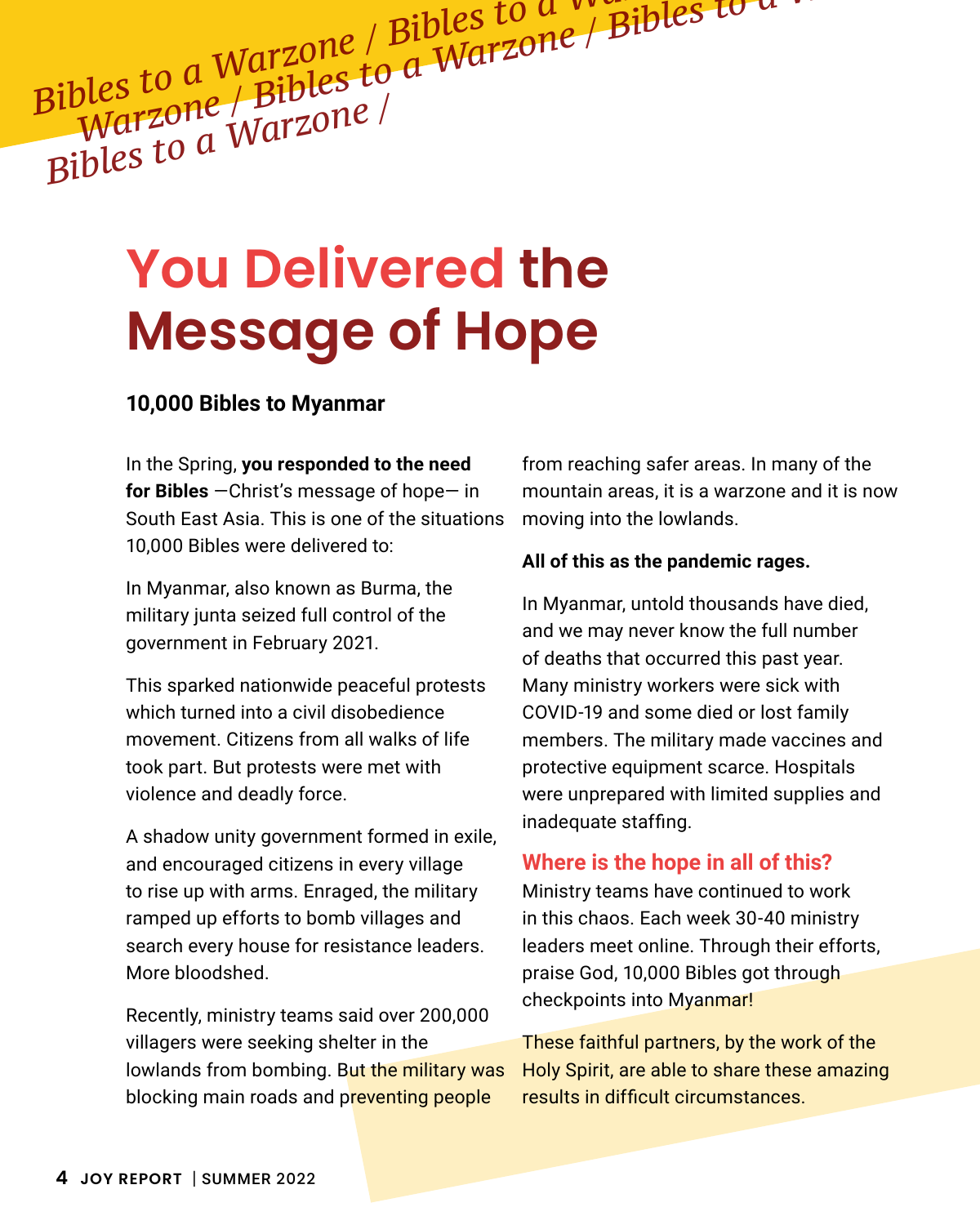*Bibles to a Warzone / Bibles to a Warzone / Bibles to a Warzone / Bibles to a Warzone /*

# You Delivered the Message of Hope

**10,000 Bibles to Myanmar**

In the Spring, **you responded to the need for Bibles** —Christ's message of hope— in South East Asia. This is one of the situations 10,000 Bibles were delivered to:

In Myanmar, also known as Burma, the military junta seized full control of the government in February 2021.

This sparked nationwide peaceful protests which turned into a civil disobedience movement. Citizens from all walks of life took part. But protests were met with violence and deadly force.

A shadow unity government formed in exile, and encouraged citizens in every village to rise up with arms. Enraged, the military ramped up efforts to bomb villages and search every house for resistance leaders. More bloodshed.

Recently, ministry teams said over 200,000 villagers were seeking shelter in the lowlands from bombing. But the military was blocking main roads and preventing people from reaching safer areas. In many of the mountain areas, it is a warzone and it is now moving into the lowlands.

**All of this as the pandemic rages.**

In Myanmar, untold thousands have died, and we may never know the full number of deaths that occurred this past year. Many ministry workers were sick with COVID-19 and some died or lost family members. The military made vaccines and protective equipment scarce. Hospitals were unprepared with limited supplies and inadequate staffing.

### Where is the hope in all of this?

Ministry teams have continued to work in this chaos. Each week 30-40 ministry leaders meet online. Through their efforts, praise God, 10,000 Bibles got through checkpoints into Myanmar!

These faithful partners, by the work of the Holy Spirit, are able to share these amazing results in difficult circumstances.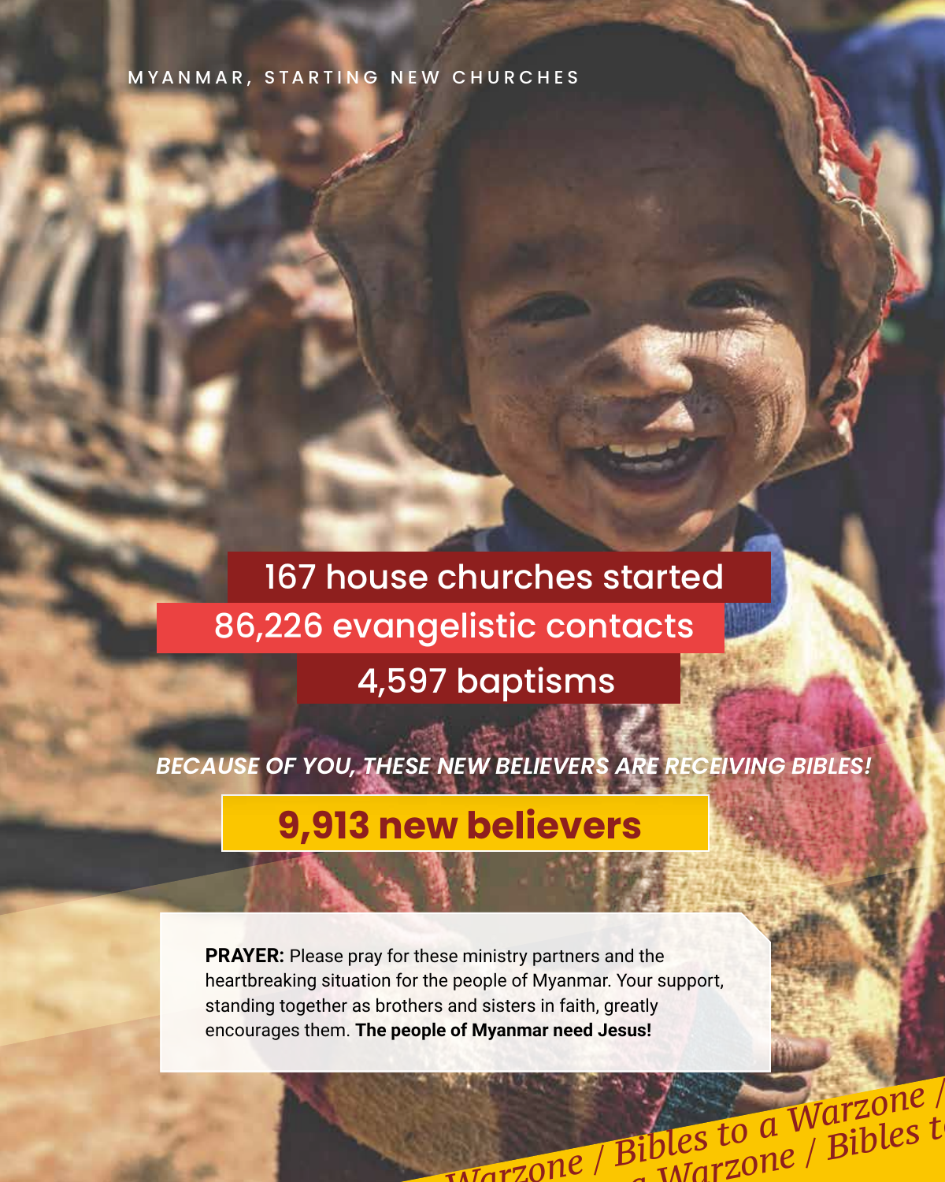MYANMAR, STARTING NEW CHURCHES

**167 house churches started**

**86,226 evangelistic contacts**

**4,597 baptisms**

***BECAUSE OF YOU, THESE NEW BELIEVERS ARE RECEIVING BIBLES!***

**9,913 new believers**

**PRAYER:** Please pray for these ministry partners and the heartbreaking situation for the people of Myanmar. Your support, standing together as brothers and sisters in faith, greatly encourages them. **The people of Myanmar need Jesus!**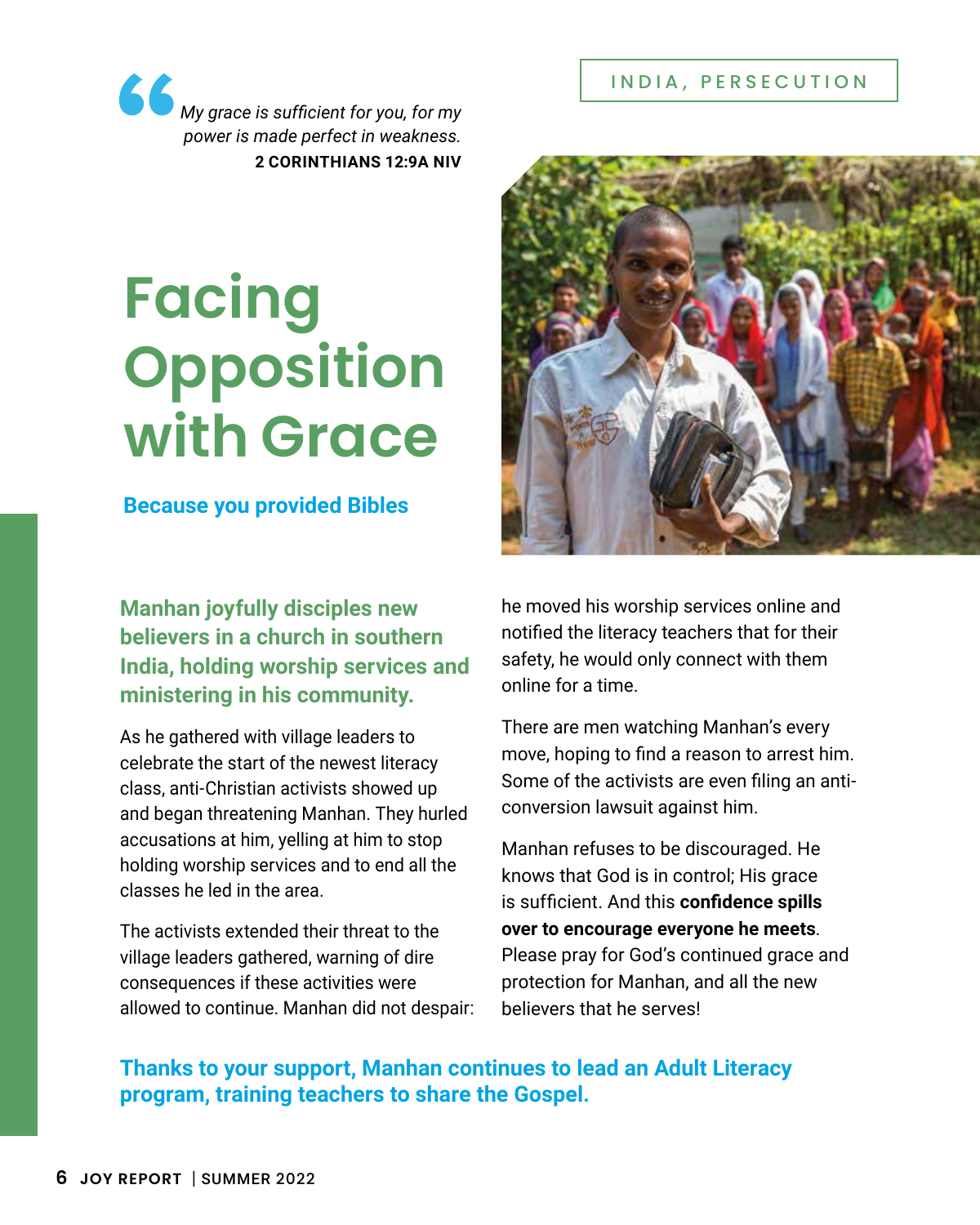INDIA, PERSECUTION

> *My grace is sufficient for you, for my power is made perfect in weakness.*
> **2 CORINTHIANS 12:9A NIV**

# Facing Opposition with Grace

**Because you provided Bibles**

**Manhan joyfully disciples new believers in a church in southern India, holding worship services and ministering in his community.**

As he gathered with village leaders to celebrate the start of the newest literacy class, anti-Christian activists showed up and began threatening Manhan. They hurled accusations at him, yelling at him to stop holding worship services and to end all the classes he led in the area.

The activists extended their threat to the village leaders gathered, warning of dire consequences if these activities were allowed to continue. Manhan did not despair: he moved his worship services online and notified the literacy teachers that for their safety, he would only connect with them online for a time.

There are men watching Manhan's every move, hoping to find a reason to arrest him. Some of the activists are even filing an anti-conversion lawsuit against him.

Manhan refuses to be discouraged. He knows that God is in control; His grace is sufficient. And this **confidence spills over to encourage everyone he meets**. Please pray for God's continued grace and protection for Manhan, and all the new believers that he serves!

**Thanks to your support, Manhan continues to lead an Adult Literacy program, training teachers to share the Gospel.**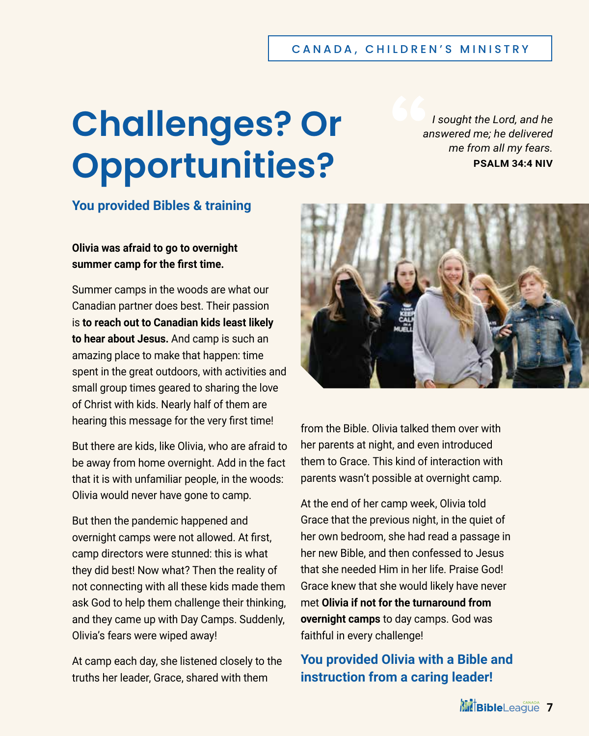CANADA, CHILDREN'S MINISTRY

# Challenges? Or Opportunities?

> *I sought the Lord, and he answered me; he delivered me from all my fears.*
> **PSALM 34:4 NIV**

## You provided Bibles & training

**Olivia was afraid to go to overnight summer camp for the first time.**

Summer camps in the woods are what our Canadian partner does best. Their passion is **to reach out to Canadian kids least likely to hear about Jesus.** And camp is such an amazing place to make that happen: time spent in the great outdoors, with activities and small group times geared to sharing the love of Christ with kids. Nearly half of them are hearing this message for the very first time!

But there are kids, like Olivia, who are afraid to be away from home overnight. Add in the fact that it is with unfamiliar people, in the woods: Olivia would never have gone to camp.

But then the pandemic happened and overnight camps were not allowed. At first, camp directors were stunned: this is what they did best! Now what? Then the reality of not connecting with all these kids made them ask God to help them challenge their thinking, and they came up with Day Camps. Suddenly, Olivia's fears were wiped away!

At camp each day, she listened closely to the truths her leader, Grace, shared with them from the Bible. Olivia talked them over with her parents at night, and even introduced them to Grace. This kind of interaction with parents wasn't possible at overnight camp.

At the end of her camp week, Olivia told Grace that the previous night, in the quiet of her own bedroom, she had read a passage in her new Bible, and then confessed to Jesus that she needed Him in her life. Praise God! Grace knew that she would likely have never met **Olivia if not for the turnaround from overnight camps** to day camps. God was faithful in every challenge!

**You provided Olivia with a Bible and instruction from a caring leader!**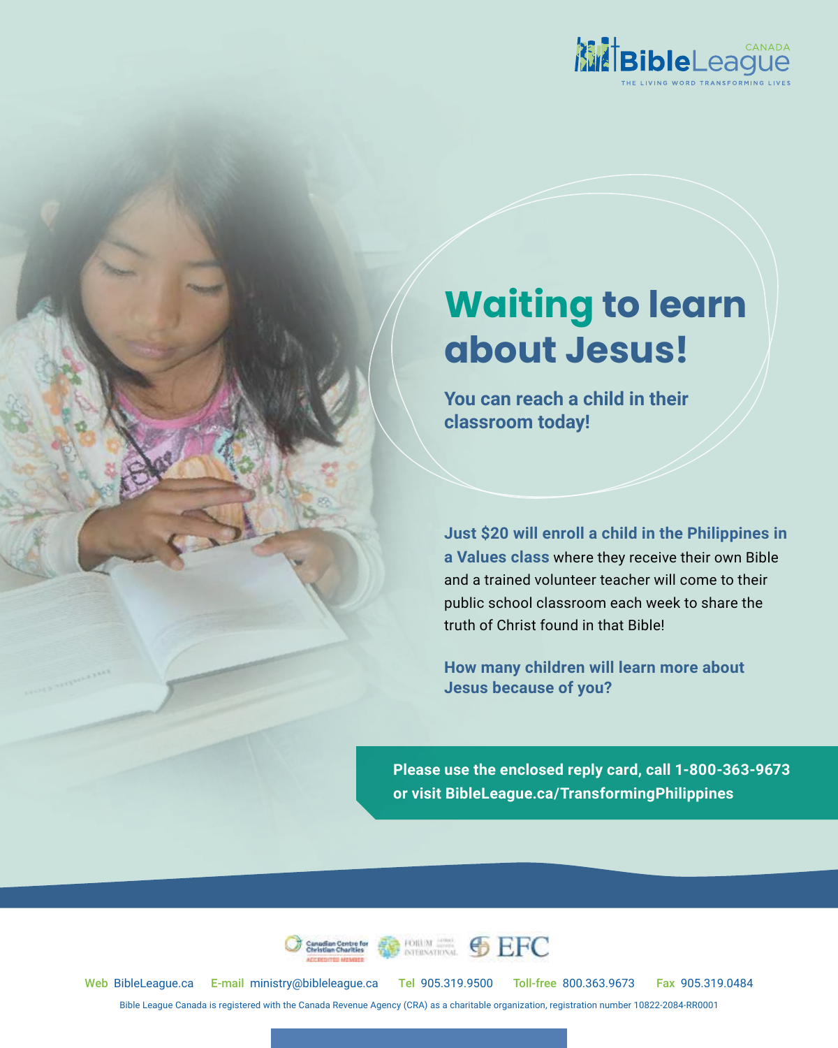# Waiting to learn about Jesus!

**You can reach a child in their classroom today!**

**Just $20 will enroll a child in the Philippines in a Values class** where they receive their own Bible and a trained volunteer teacher will come to their public school classroom each week to share the truth of Christ found in that Bible!

**How many children will learn more about Jesus because of you?**

**Please use the enclosed reply card, call 1-800-363-9673 or visit BibleLeague.ca/TransformingPhilippines**

Web BibleLeague.ca E-mail ministry@bibleleague.ca Tel 905.319.9500 Toll-free 800.363.9673 Fax 905.319.0484

Bible League Canada is registered with the Canada Revenue Agency (CRA) as a charitable organization, registration number 10822-2084-RR0001